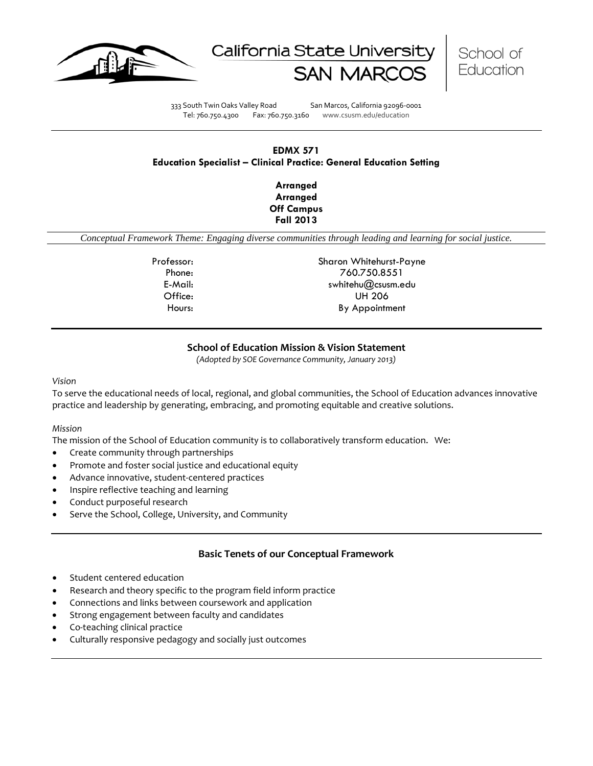California State University SAN MARCOS | School of Education

333 South Twin Oaks Valley Road San Marcos, California 92096-0001
Tel: 760.750.4300 Fax: 760.750.3160 www.csusm.edu/education

**EDMX 571**
**Education Specialist – Clinical Practice: General Education Setting**

**Arranged**
**Arranged**
**Off Campus**
**Fall 2013**

*Conceptual Framework Theme: Engaging diverse communities through leading and learning for social justice.*

| | |
|---|---|
| Professor: | Sharon Whitehurst-Payne |
| Phone: | 760.750.8551 |
| E-Mail: | swhitehu@csusm.edu |
| Office: | UH 206 |
| Hours: | By Appointment |

## School of Education Mission & Vision Statement

*(Adopted by SOE Governance Community, January 2013)*

*Vision*

To serve the educational needs of local, regional, and global communities, the School of Education advances innovative practice and leadership by generating, embracing, and promoting equitable and creative solutions.

*Mission*

The mission of the School of Education community is to collaboratively transform education. We:

- Create community through partnerships
- Promote and foster social justice and educational equity
- Advance innovative, student-centered practices
- Inspire reflective teaching and learning
- Conduct purposeful research
- Serve the School, College, University, and Community

## Basic Tenets of our Conceptual Framework

- Student centered education
- Research and theory specific to the program field inform practice
- Connections and links between coursework and application
- Strong engagement between faculty and candidates
- Co-teaching clinical practice
- Culturally responsive pedagogy and socially just outcomes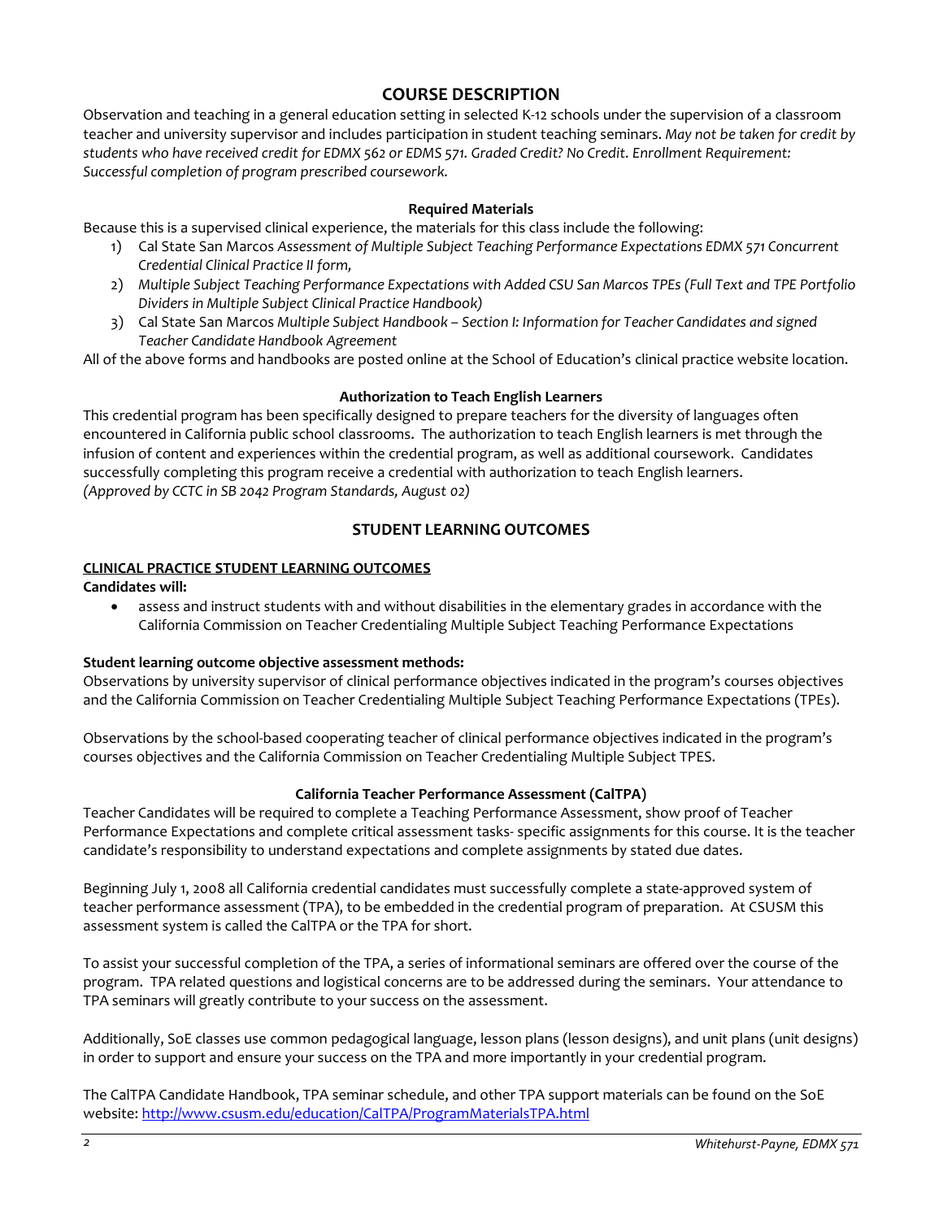## COURSE DESCRIPTION

Observation and teaching in a general education setting in selected K-12 schools under the supervision of a classroom teacher and university supervisor and includes participation in student teaching seminars. *May not be taken for credit by students who have received credit for EDMX 562 or EDMS 571. Graded Credit? No Credit. Enrollment Requirement: Successful completion of program prescribed coursework.*

### Required Materials

Because this is a supervised clinical experience, the materials for this class include the following:

1) Cal State San Marcos *Assessment of Multiple Subject Teaching Performance Expectations EDMX 571 Concurrent Credential Clinical Practice II form,*
2) *Multiple Subject Teaching Performance Expectations with Added CSU San Marcos TPEs (Full Text and TPE Portfolio Dividers in Multiple Subject Clinical Practice Handbook)*
3) Cal State San Marcos *Multiple Subject Handbook – Section I: Information for Teacher Candidates and signed Teacher Candidate Handbook Agreement*

All of the above forms and handbooks are posted online at the School of Education's clinical practice website location.

### Authorization to Teach English Learners

This credential program has been specifically designed to prepare teachers for the diversity of languages often encountered in California public school classrooms. The authorization to teach English learners is met through the infusion of content and experiences within the credential program, as well as additional coursework. Candidates successfully completing this program receive a credential with authorization to teach English learners. *(Approved by CCTC in SB 2042 Program Standards, August 02)*

## STUDENT LEARNING OUTCOMES

**CLINICAL PRACTICE STUDENT LEARNING OUTCOMES**

**Candidates will:**

- assess and instruct students with and without disabilities in the elementary grades in accordance with the California Commission on Teacher Credentialing Multiple Subject Teaching Performance Expectations

**Student learning outcome objective assessment methods:**

Observations by university supervisor of clinical performance objectives indicated in the program's courses objectives and the California Commission on Teacher Credentialing Multiple Subject Teaching Performance Expectations (TPEs).

Observations by the school-based cooperating teacher of clinical performance objectives indicated in the program's courses objectives and the California Commission on Teacher Credentialing Multiple Subject TPES.

### California Teacher Performance Assessment (CalTPA)

Teacher Candidates will be required to complete a Teaching Performance Assessment, show proof of Teacher Performance Expectations and complete critical assessment tasks- specific assignments for this course. It is the teacher candidate's responsibility to understand expectations and complete assignments by stated due dates.

Beginning July 1, 2008 all California credential candidates must successfully complete a state-approved system of teacher performance assessment (TPA), to be embedded in the credential program of preparation. At CSUSM this assessment system is called the CalTPA or the TPA for short.

To assist your successful completion of the TPA, a series of informational seminars are offered over the course of the program. TPA related questions and logistical concerns are to be addressed during the seminars. Your attendance to TPA seminars will greatly contribute to your success on the assessment.

Additionally, SoE classes use common pedagogical language, lesson plans (lesson designs), and unit plans (unit designs) in order to support and ensure your success on the TPA and more importantly in your credential program.

The CalTPA Candidate Handbook, TPA seminar schedule, and other TPA support materials can be found on the SoE website: http://www.csusm.edu/education/CalTPA/ProgramMaterialsTPA.html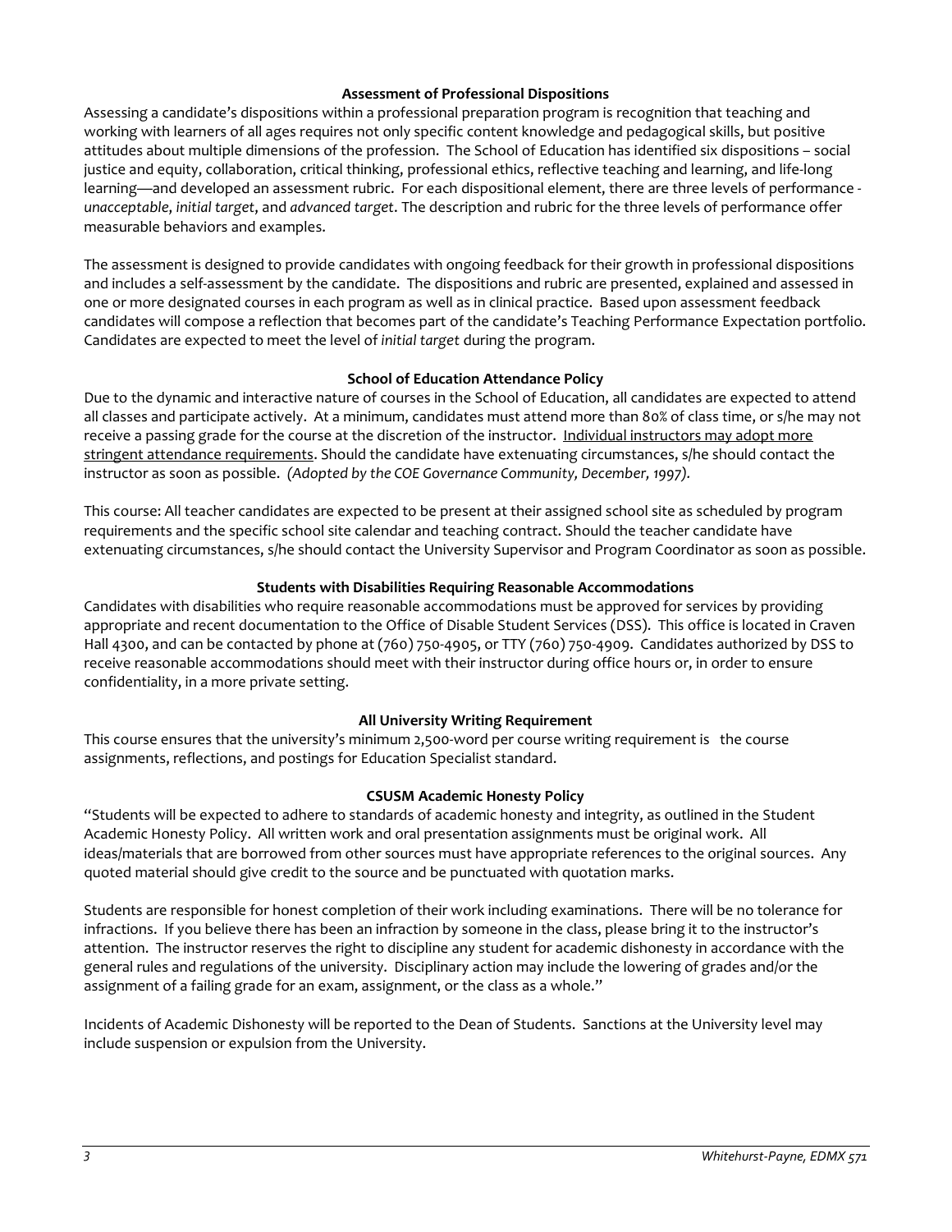### Assessment of Professional Dispositions

Assessing a candidate's dispositions within a professional preparation program is recognition that teaching and working with learners of all ages requires not only specific content knowledge and pedagogical skills, but positive attitudes about multiple dimensions of the profession. The School of Education has identified six dispositions – social justice and equity, collaboration, critical thinking, professional ethics, reflective teaching and learning, and life-long learning—and developed an assessment rubric. For each dispositional element, there are three levels of performance - *unacceptable*, *initial target*, and *advanced target*. The description and rubric for the three levels of performance offer measurable behaviors and examples.

The assessment is designed to provide candidates with ongoing feedback for their growth in professional dispositions and includes a self-assessment by the candidate. The dispositions and rubric are presented, explained and assessed in one or more designated courses in each program as well as in clinical practice. Based upon assessment feedback candidates will compose a reflection that becomes part of the candidate's Teaching Performance Expectation portfolio. Candidates are expected to meet the level of *initial target* during the program.

### School of Education Attendance Policy

Due to the dynamic and interactive nature of courses in the School of Education, all candidates are expected to attend all classes and participate actively. At a minimum, candidates must attend more than 80% of class time, or s/he may not receive a passing grade for the course at the discretion of the instructor. <u>Individual instructors may adopt more stringent attendance requirements</u>. Should the candidate have extenuating circumstances, s/he should contact the instructor as soon as possible. *(Adopted by the COE Governance Community, December, 1997).*

This course: All teacher candidates are expected to be present at their assigned school site as scheduled by program requirements and the specific school site calendar and teaching contract. Should the teacher candidate have extenuating circumstances, s/he should contact the University Supervisor and Program Coordinator as soon as possible.

### Students with Disabilities Requiring Reasonable Accommodations

Candidates with disabilities who require reasonable accommodations must be approved for services by providing appropriate and recent documentation to the Office of Disable Student Services (DSS). This office is located in Craven Hall 4300, and can be contacted by phone at (760) 750-4905, or TTY (760) 750-4909. Candidates authorized by DSS to receive reasonable accommodations should meet with their instructor during office hours or, in order to ensure confidentiality, in a more private setting.

### All University Writing Requirement

This course ensures that the university's minimum 2,500-word per course writing requirement is the course assignments, reflections, and postings for Education Specialist standard.

### CSUSM Academic Honesty Policy

"Students will be expected to adhere to standards of academic honesty and integrity, as outlined in the Student Academic Honesty Policy. All written work and oral presentation assignments must be original work. All ideas/materials that are borrowed from other sources must have appropriate references to the original sources. Any quoted material should give credit to the source and be punctuated with quotation marks.

Students are responsible for honest completion of their work including examinations. There will be no tolerance for infractions. If you believe there has been an infraction by someone in the class, please bring it to the instructor's attention. The instructor reserves the right to discipline any student for academic dishonesty in accordance with the general rules and regulations of the university. Disciplinary action may include the lowering of grades and/or the assignment of a failing grade for an exam, assignment, or the class as a whole."

Incidents of Academic Dishonesty will be reported to the Dean of Students. Sanctions at the University level may include suspension or expulsion from the University.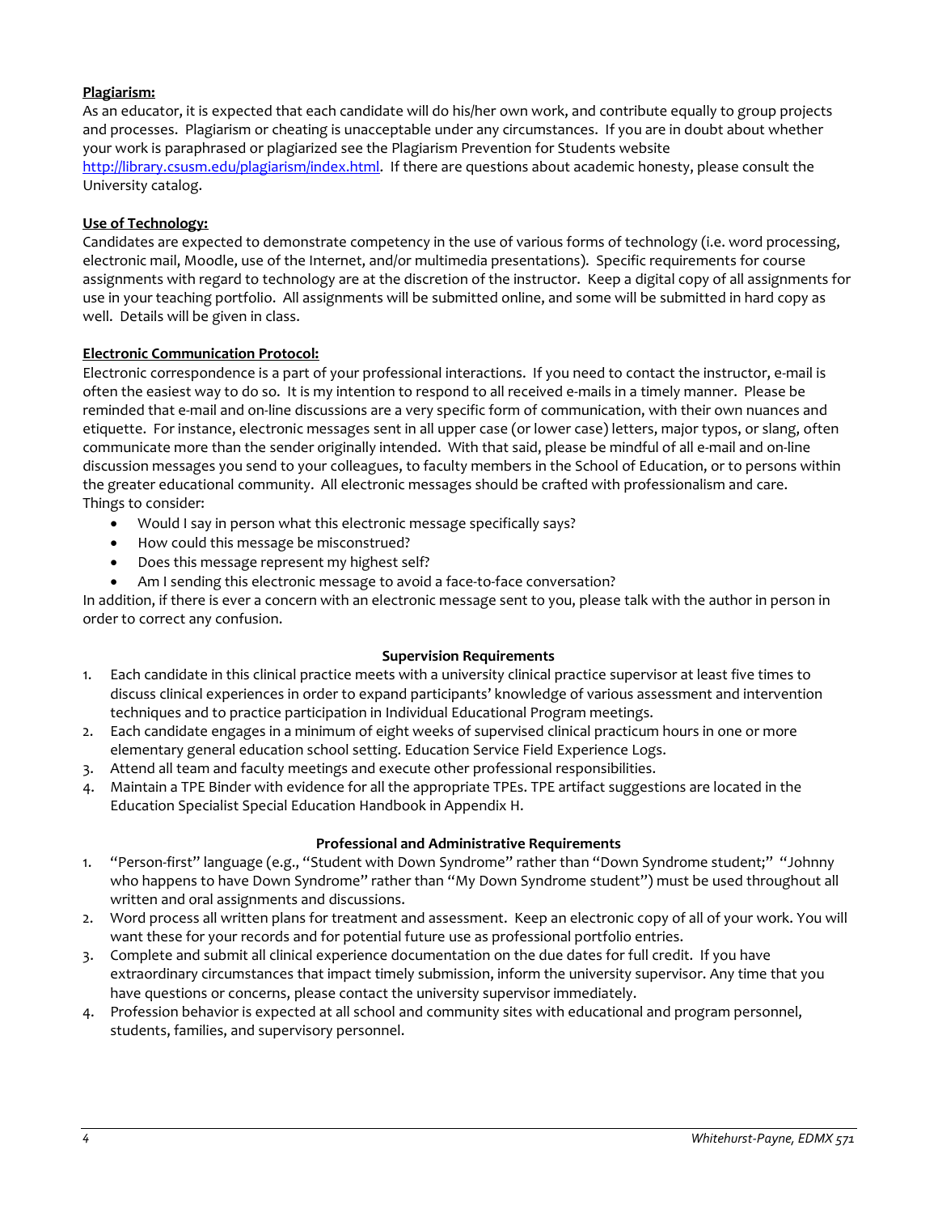**Plagiarism:**
As an educator, it is expected that each candidate will do his/her own work, and contribute equally to group projects and processes. Plagiarism or cheating is unacceptable under any circumstances. If you are in doubt about whether your work is paraphrased or plagiarized see the Plagiarism Prevention for Students website http://library.csusm.edu/plagiarism/index.html. If there are questions about academic honesty, please consult the University catalog.

**Use of Technology:**
Candidates are expected to demonstrate competency in the use of various forms of technology (i.e. word processing, electronic mail, Moodle, use of the Internet, and/or multimedia presentations). Specific requirements for course assignments with regard to technology are at the discretion of the instructor. Keep a digital copy of all assignments for use in your teaching portfolio. All assignments will be submitted online, and some will be submitted in hard copy as well. Details will be given in class.

**Electronic Communication Protocol:**
Electronic correspondence is a part of your professional interactions. If you need to contact the instructor, e-mail is often the easiest way to do so. It is my intention to respond to all received e-mails in a timely manner. Please be reminded that e-mail and on-line discussions are a very specific form of communication, with their own nuances and etiquette. For instance, electronic messages sent in all upper case (or lower case) letters, major typos, or slang, often communicate more than the sender originally intended. With that said, please be mindful of all e-mail and on-line discussion messages you send to your colleagues, to faculty members in the School of Education, or to persons within the greater educational community. All electronic messages should be crafted with professionalism and care.
Things to consider:

- Would I say in person what this electronic message specifically says?
- How could this message be misconstrued?
- Does this message represent my highest self?
- Am I sending this electronic message to avoid a face-to-face conversation?

In addition, if there is ever a concern with an electronic message sent to you, please talk with the author in person in order to correct any confusion.

**Supervision Requirements**

1. Each candidate in this clinical practice meets with a university clinical practice supervisor at least five times to discuss clinical experiences in order to expand participants' knowledge of various assessment and intervention techniques and to practice participation in Individual Educational Program meetings.
2. Each candidate engages in a minimum of eight weeks of supervised clinical practicum hours in one or more elementary general education school setting. Education Service Field Experience Logs.
3. Attend all team and faculty meetings and execute other professional responsibilities.
4. Maintain a TPE Binder with evidence for all the appropriate TPEs. TPE artifact suggestions are located in the Education Specialist Special Education Handbook in Appendix H.

**Professional and Administrative Requirements**

1. "Person-first" language (e.g., "Student with Down Syndrome" rather than "Down Syndrome student;" "Johnny who happens to have Down Syndrome" rather than "My Down Syndrome student") must be used throughout all written and oral assignments and discussions.
2. Word process all written plans for treatment and assessment. Keep an electronic copy of all of your work. You will want these for your records and for potential future use as professional portfolio entries.
3. Complete and submit all clinical experience documentation on the due dates for full credit. If you have extraordinary circumstances that impact timely submission, inform the university supervisor. Any time that you have questions or concerns, please contact the university supervisor immediately.
4. Profession behavior is expected at all school and community sites with educational and program personnel, students, families, and supervisory personnel.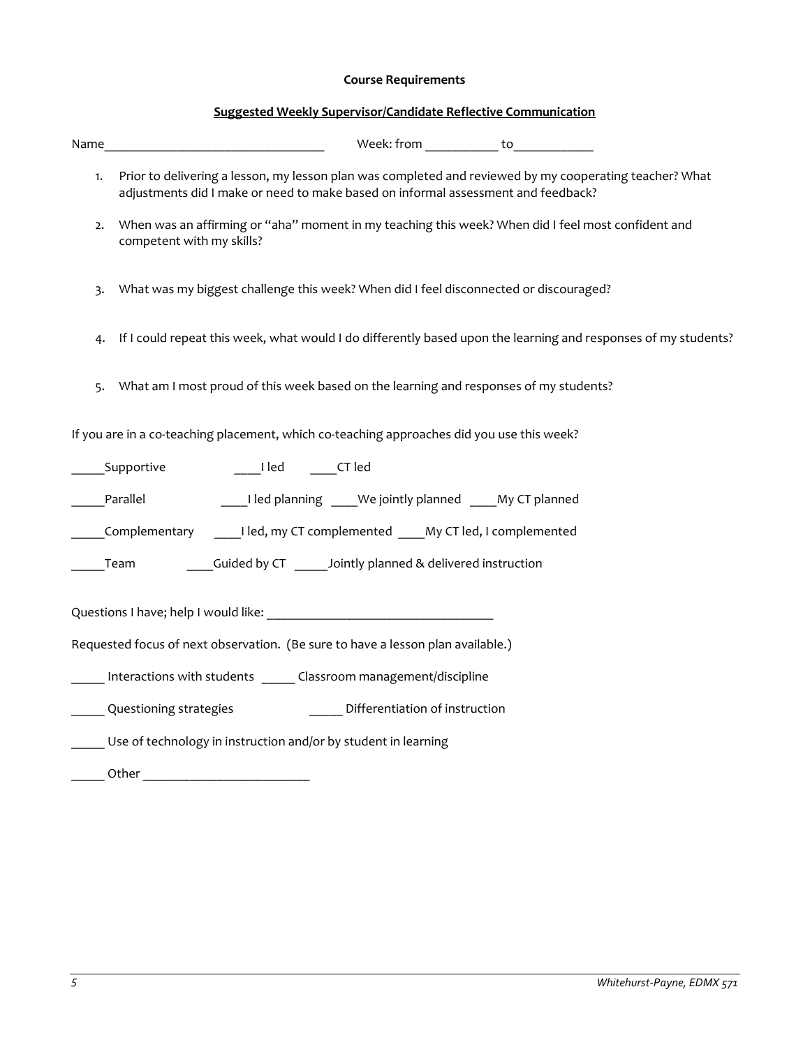**Course Requirements**

**Suggested Weekly Supervisor/Candidate Reflective Communication**

Name__________________________________ Week: from ___________ to____________

1. Prior to delivering a lesson, my lesson plan was completed and reviewed by my cooperating teacher? What adjustments did I make or need to make based on informal assessment and feedback?
2. When was an affirming or "aha" moment in my teaching this week? When did I feel most confident and competent with my skills?
3. What was my biggest challenge this week? When did I feel disconnected or discouraged?
4. If I could repeat this week, what would I do differently based upon the learning and responses of my students?
5. What am I most proud of this week based on the learning and responses of my students?

If you are in a co-teaching placement, which co-teaching approaches did you use this week?

_____Supportive ____I led ____CT led

_____Parallel ____I led planning ____We jointly planned ____My CT planned

_____Complementary ____I led, my CT complemented ____My CT led, I complemented

_____Team ____Guided by CT _____Jointly planned & delivered instruction

Questions I have; help I would like: ___________________________________

Requested focus of next observation. (Be sure to have a lesson plan available.)

_____ Interactions with students _____ Classroom management/discipline

_____ Questioning strategies _____ Differentiation of instruction

_____ Use of technology in instruction and/or by student in learning

_____ Other __________________________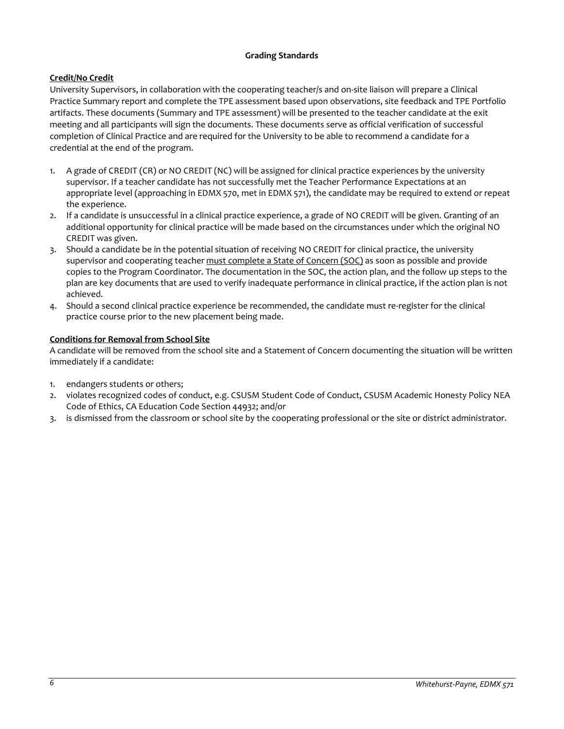### Grading Standards

**Credit/No Credit**

University Supervisors, in collaboration with the cooperating teacher/s and on-site liaison will prepare a Clinical Practice Summary report and complete the TPE assessment based upon observations, site feedback and TPE Portfolio artifacts. These documents (Summary and TPE assessment) will be presented to the teacher candidate at the exit meeting and all participants will sign the documents. These documents serve as official verification of successful completion of Clinical Practice and are required for the University to be able to recommend a candidate for a credential at the end of the program.

1. A grade of CREDIT (CR) or NO CREDIT (NC) will be assigned for clinical practice experiences by the university supervisor. If a teacher candidate has not successfully met the Teacher Performance Expectations at an appropriate level (approaching in EDMX 570, met in EDMX 571), the candidate may be required to extend or repeat the experience.
2. If a candidate is unsuccessful in a clinical practice experience, a grade of NO CREDIT will be given. Granting of an additional opportunity for clinical practice will be made based on the circumstances under which the original NO CREDIT was given.
3. Should a candidate be in the potential situation of receiving NO CREDIT for clinical practice, the university supervisor and cooperating teacher must complete a State of Concern (SOC) as soon as possible and provide copies to the Program Coordinator. The documentation in the SOC, the action plan, and the follow up steps to the plan are key documents that are used to verify inadequate performance in clinical practice, if the action plan is not achieved.
4. Should a second clinical practice experience be recommended, the candidate must re-register for the clinical practice course prior to the new placement being made.

**Conditions for Removal from School Site**

A candidate will be removed from the school site and a Statement of Concern documenting the situation will be written immediately if a candidate:

1. endangers students or others;
2. violates recognized codes of conduct, e.g. CSUSM Student Code of Conduct, CSUSM Academic Honesty Policy NEA Code of Ethics, CA Education Code Section 44932; and/or
3. is dismissed from the classroom or school site by the cooperating professional or the site or district administrator.